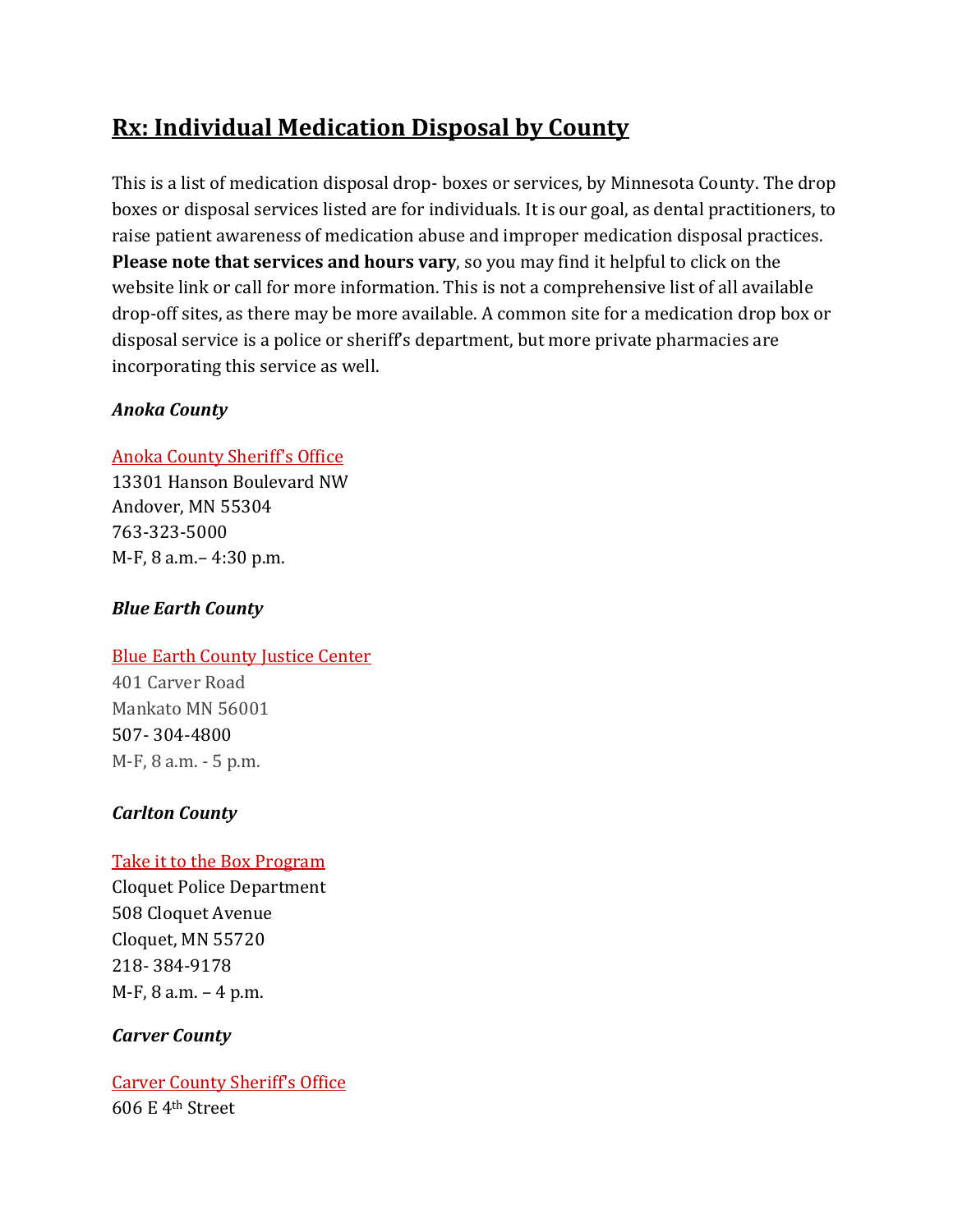# Rx: Individual Medication Disposal by County

This is a list of medication disposal drop- boxes or services, by Minnesota County. The drop boxes or disposal services listed are for individuals. It is our goal, as dental practitioners, to raise patient awareness of medication abuse and improper medication disposal practices. **Please note that services and hours vary**, so you may find it helpful to click on the website link or call for more information. This is not a comprehensive list of all available drop-off sites, as there may be more available. A common site for a medication drop box or disposal service is a police or sheriff's department, but more private pharmacies are incorporating this service as well.

***Anoka County***

Anoka County Sheriff's Office
13301 Hanson Boulevard NW
Andover, MN 55304
763-323-5000
M-F, 8 a.m.– 4:30 p.m.

***Blue Earth County***

Blue Earth County Justice Center
401 Carver Road
Mankato MN 56001
507- 304-4800
M-F, 8 a.m. - 5 p.m.

***Carlton County***

Take it to the Box Program
Cloquet Police Department
508 Cloquet Avenue
Cloquet, MN 55720
218- 384-9178
M-F, 8 a.m. – 4 p.m.

***Carver County***

Carver County Sheriff's Office
606 E 4th Street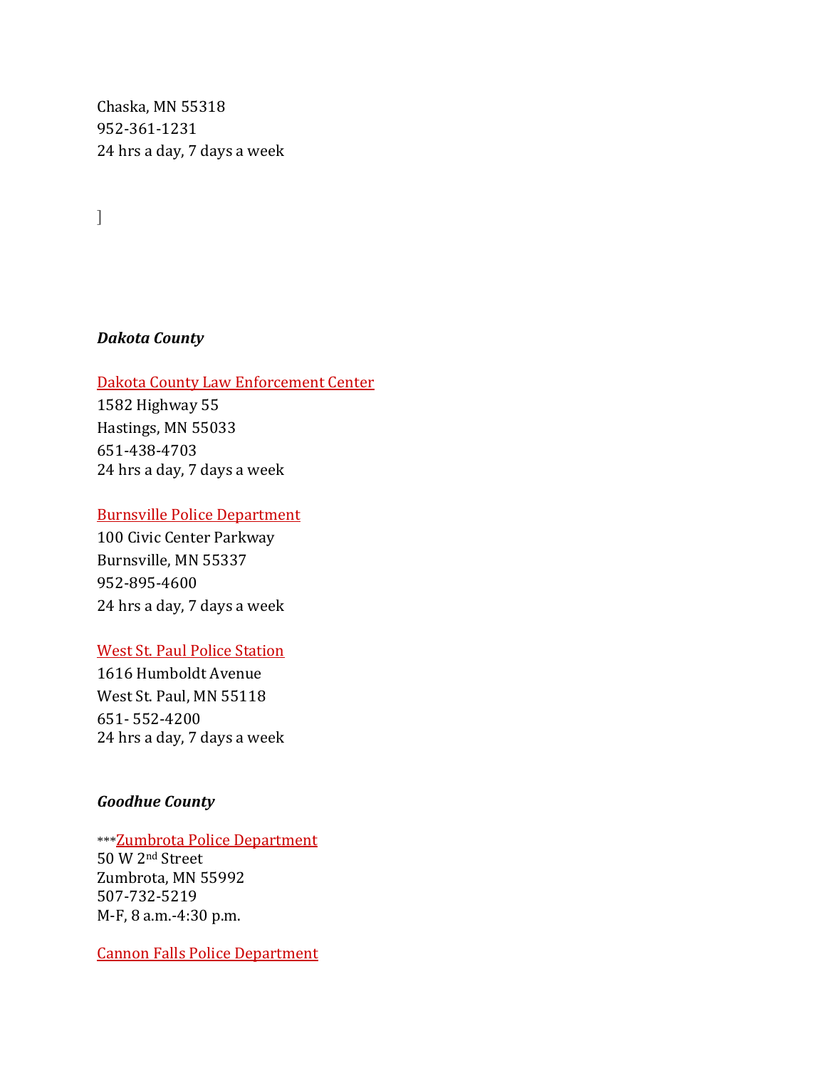Chaska, MN 55318
952-361-1231
24 hrs a day, 7 days a week

]

***Dakota County***

Dakota County Law Enforcement Center
1582 Highway 55
Hastings, MN 55033
651-438-4703
24 hrs a day, 7 days a week

Burnsville Police Department
100 Civic Center Parkway
Burnsville, MN 55337
952-895-4600
24 hrs a day, 7 days a week

West St. Paul Police Station
1616 Humboldt Avenue
West St. Paul, MN 55118
651- 552-4200
24 hrs a day, 7 days a week

***Goodhue County***

***Zumbrota Police Department
50 W 2nd Street
Zumbrota, MN 55992
507-732-5219
M-F, 8 a.m.-4:30 p.m.

Cannon Falls Police Department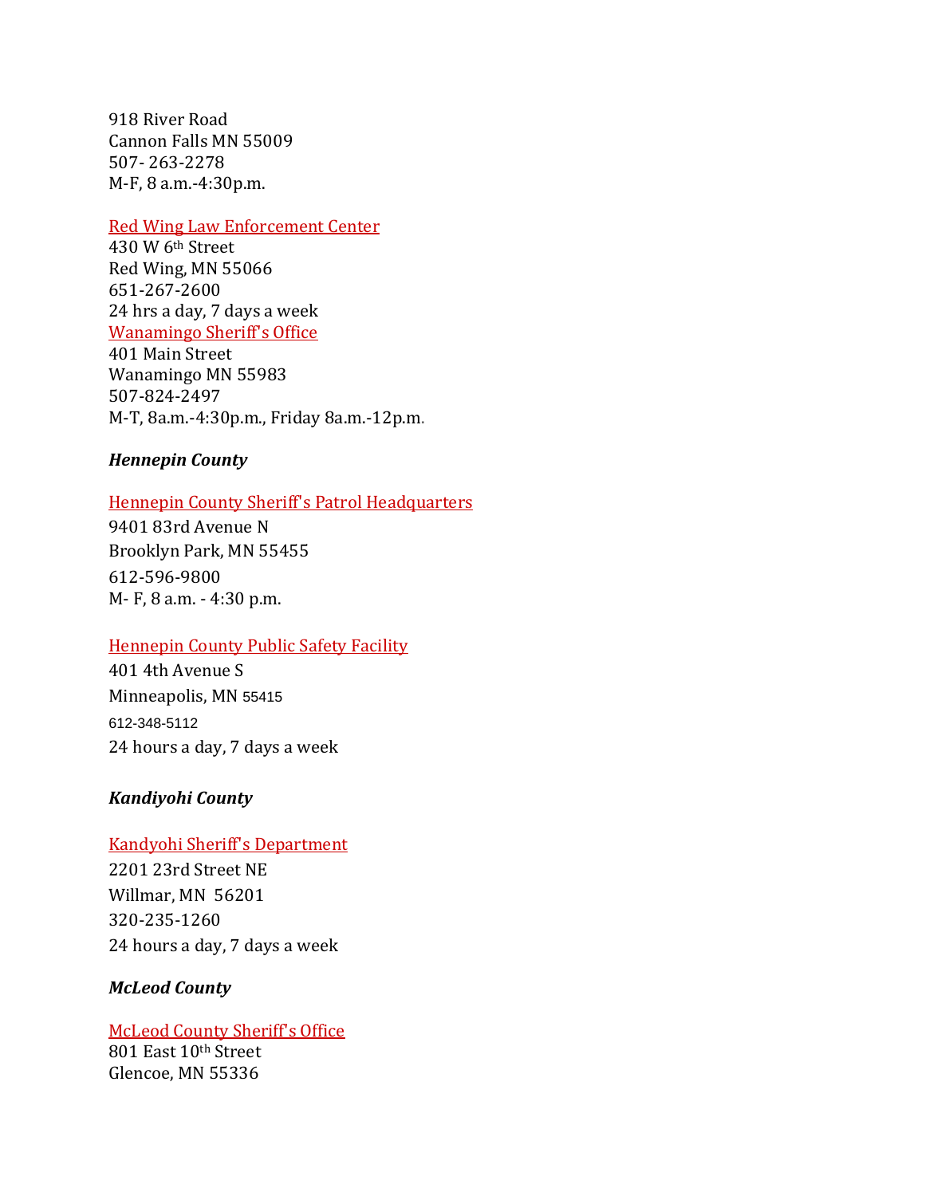918 River Road
Cannon Falls MN 55009
507- 263-2278
M-F, 8 a.m.-4:30p.m.

Red Wing Law Enforcement Center
430 W 6th Street
Red Wing, MN 55066
651-267-2600
24 hrs a day, 7 days a week

Wanamingo Sheriff's Office
401 Main Street
Wanamingo MN 55983
507-824-2497
M-T, 8a.m.-4:30p.m., Friday 8a.m.-12p.m.

***Hennepin County***

Hennepin County Sheriff's Patrol Headquarters
9401 83rd Avenue N
Brooklyn Park, MN 55455
612-596-9800
M- F, 8 a.m. - 4:30 p.m.

Hennepin County Public Safety Facility
401 4th Avenue S
Minneapolis, MN 55415
612-348-5112
24 hours a day, 7 days a week

***Kandiyohi County***

Kandyohi Sheriff's Department
2201 23rd Street NE
Willmar, MN 56201
320-235-1260
24 hours a day, 7 days a week

***McLeod County***

McLeod County Sheriff's Office
801 East 10th Street
Glencoe, MN 55336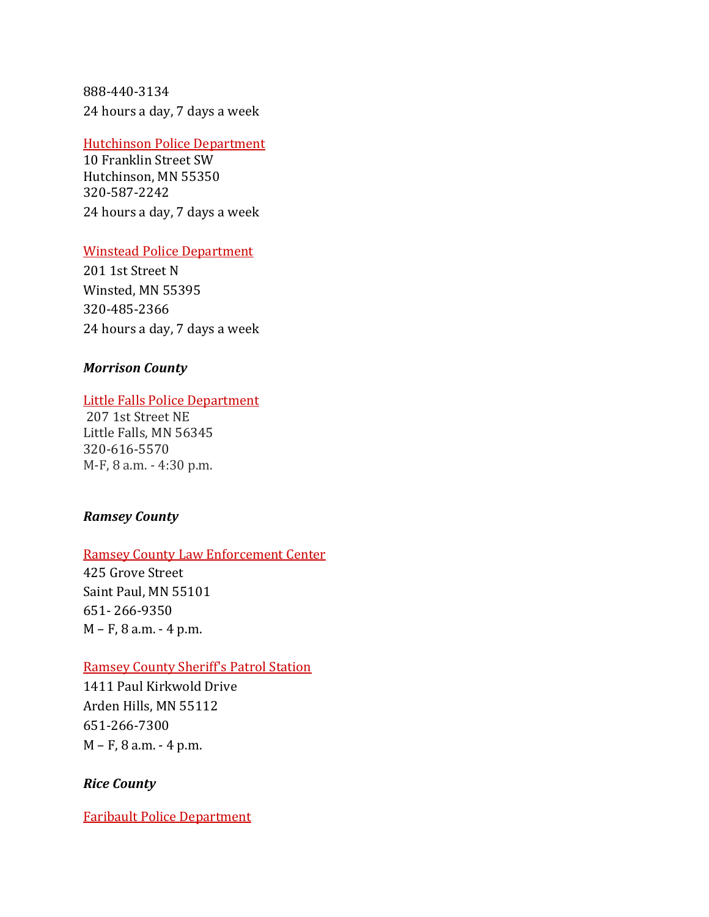888-440-3134
24 hours a day, 7 days a week

Hutchinson Police Department
10 Franklin Street SW
Hutchinson, MN 55350
320-587-2242
24 hours a day, 7 days a week

Winstead Police Department
201 1st Street N
Winsted, MN 55395
320-485-2366
24 hours a day, 7 days a week

***Morrison County***

Little Falls Police Department
207 1st Street NE
Little Falls, MN 56345
320-616-5570
M-F, 8 a.m. - 4:30 p.m.

***Ramsey County***

Ramsey County Law Enforcement Center
425 Grove Street
Saint Paul, MN 55101
651- 266-9350
M – F, 8 a.m. - 4 p.m.

Ramsey County Sheriff's Patrol Station
1411 Paul Kirkwold Drive
Arden Hills, MN 55112
651-266-7300
M – F, 8 a.m. - 4 p.m.

***Rice County***

Faribault Police Department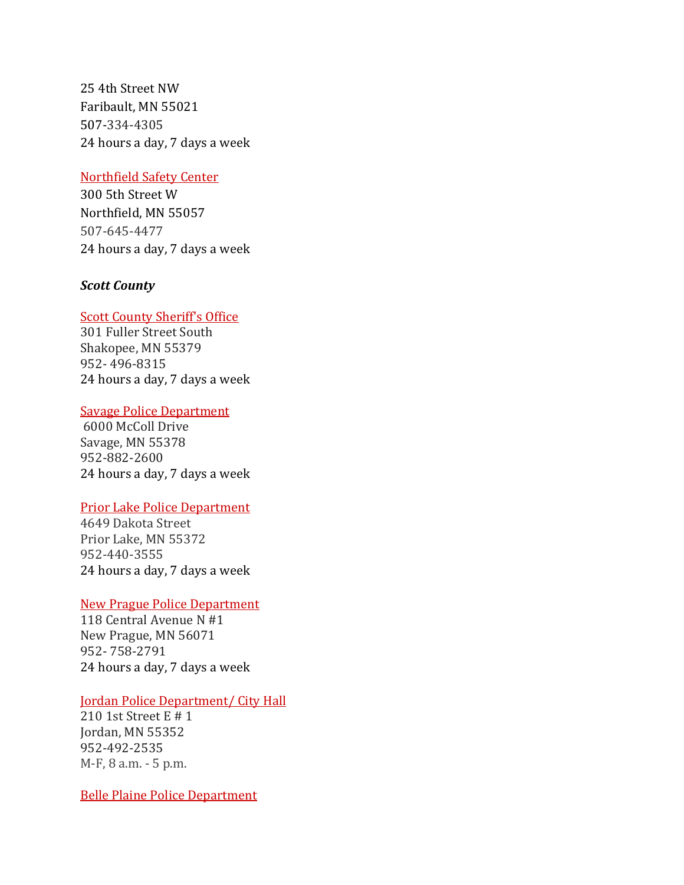25 4th Street NW
Faribault, MN 55021
507-334-4305
24 hours a day, 7 days a week

Northfield Safety Center
300 5th Street W
Northfield, MN 55057
507-645-4477
24 hours a day, 7 days a week

***Scott County***

Scott County Sheriff's Office
301 Fuller Street South
Shakopee, MN 55379
952- 496-8315
24 hours a day, 7 days a week

Savage Police Department
6000 McColl Drive
Savage, MN 55378
952-882-2600
24 hours a day, 7 days a week

Prior Lake Police Department
4649 Dakota Street
Prior Lake, MN 55372
952-440-3555
24 hours a day, 7 days a week

New Prague Police Department
118 Central Avenue N #1
New Prague, MN 56071
952- 758-2791
24 hours a day, 7 days a week

Jordan Police Department/ City Hall
210 1st Street E # 1
Jordan, MN 55352
952-492-2535
M-F, 8 a.m. - 5 p.m.

Belle Plaine Police Department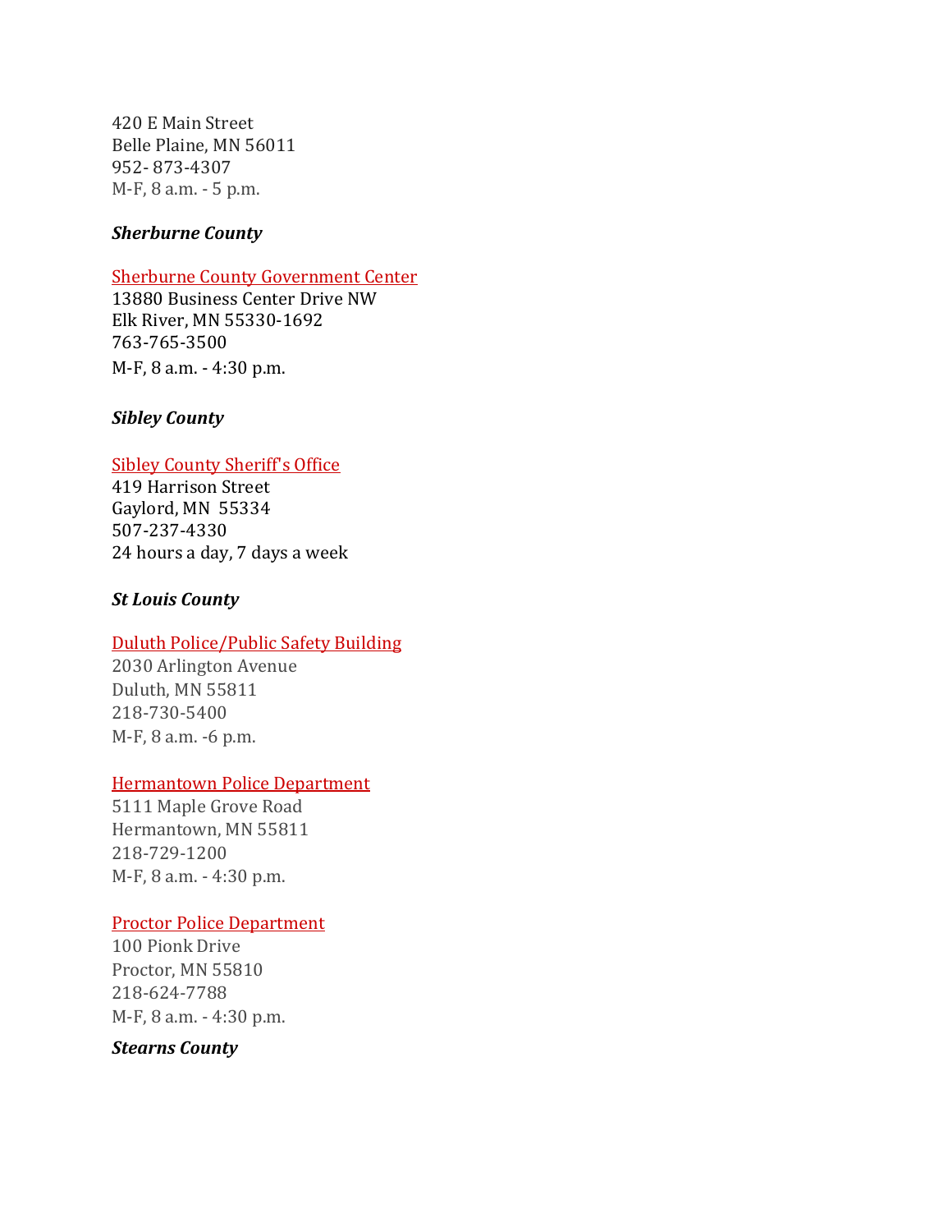420 E Main Street
Belle Plaine, MN 56011
952- 873-4307
M-F, 8 a.m. - 5 p.m.

***Sherburne County***

Sherburne County Government Center
13880 Business Center Drive NW
Elk River, MN 55330-1692
763-765-3500
M-F, 8 a.m. - 4:30 p.m.

***Sibley County***

Sibley County Sheriff's Office
419 Harrison Street
Gaylord, MN 55334
507-237-4330
24 hours a day, 7 days a week

***St Louis County***

Duluth Police/Public Safety Building
2030 Arlington Avenue
Duluth, MN 55811
218-730-5400
M-F, 8 a.m. -6 p.m.

Hermantown Police Department
5111 Maple Grove Road
Hermantown, MN 55811
218-729-1200
M-F, 8 a.m. - 4:30 p.m.

Proctor Police Department
100 Pionk Drive
Proctor, MN 55810
218-624-7788
M-F, 8 a.m. - 4:30 p.m.

***Stearns County***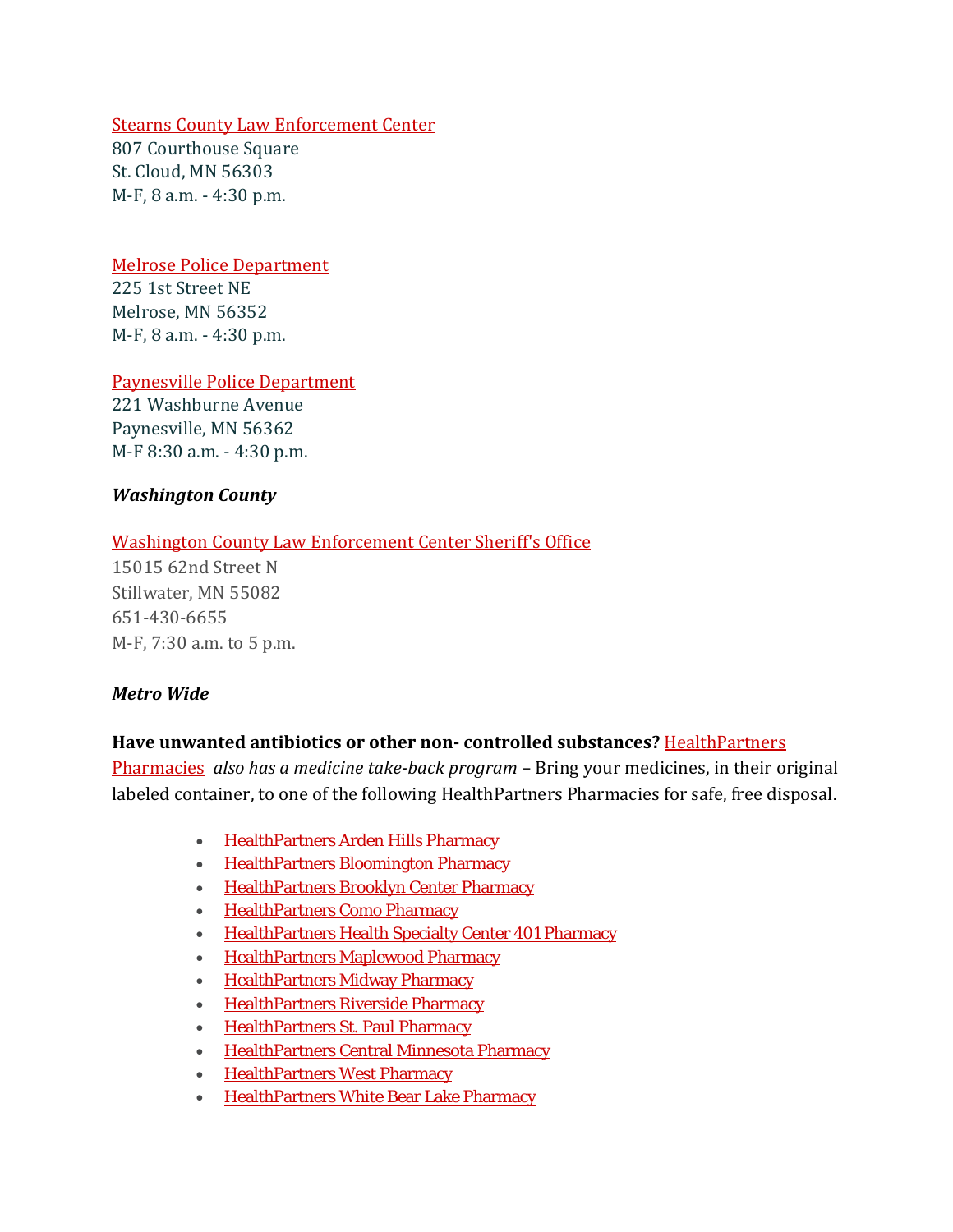Stearns County Law Enforcement Center
807 Courthouse Square
St. Cloud, MN 56303
M-F, 8 a.m. - 4:30 p.m.

Melrose Police Department
225 1st Street NE
Melrose, MN 56352
M-F, 8 a.m. - 4:30 p.m.

Paynesville Police Department
221 Washburne Avenue
Paynesville, MN 56362
M-F 8:30 a.m. - 4:30 p.m.

***Washington County***

Washington County Law Enforcement Center Sheriff's Office
15015 62nd Street N
Stillwater, MN 55082
651-430-6655
M-F, 7:30 a.m. to 5 p.m.

***Metro Wide***

**Have unwanted antibiotics or other non- controlled substances?** HealthPartners Pharmacies *also has a medicine take-back program* – Bring your medicines, in their original labeled container, to one of the following HealthPartners Pharmacies for safe, free disposal.

- HealthPartners Arden Hills Pharmacy
- HealthPartners Bloomington Pharmacy
- HealthPartners Brooklyn Center Pharmacy
- HealthPartners Como Pharmacy
- HealthPartners Health Specialty Center 401 Pharmacy
- HealthPartners Maplewood Pharmacy
- HealthPartners Midway Pharmacy
- HealthPartners Riverside Pharmacy
- HealthPartners St. Paul Pharmacy
- HealthPartners Central Minnesota Pharmacy
- HealthPartners West Pharmacy
- HealthPartners White Bear Lake Pharmacy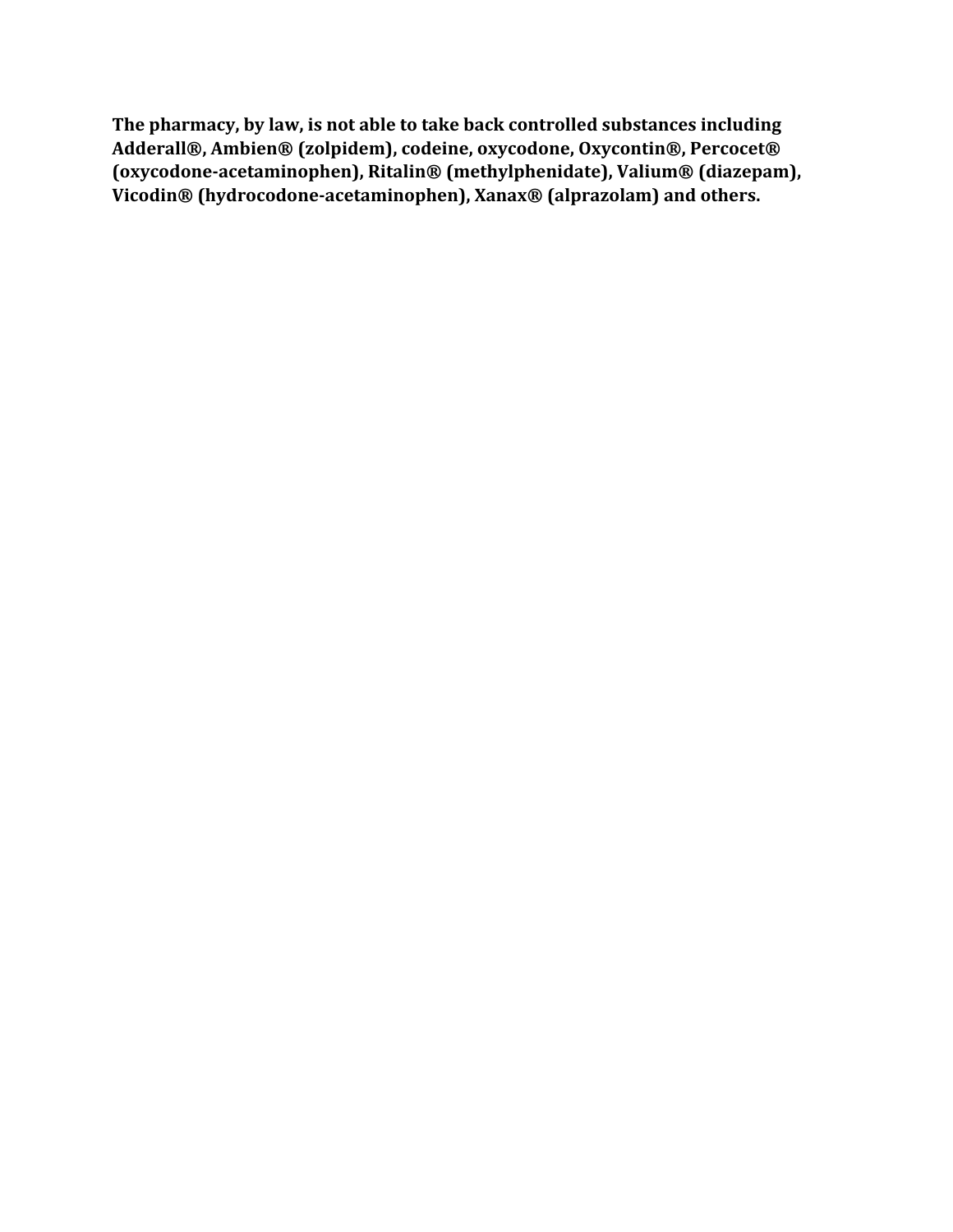**The pharmacy, by law, is not able to take back controlled substances including Adderall®, Ambien® (zolpidem), codeine, oxycodone, Oxycontin®, Percocet® (oxycodone-acetaminophen), Ritalin® (methylphenidate), Valium® (diazepam), Vicodin® (hydrocodone-acetaminophen), Xanax® (alprazolam) and others.**